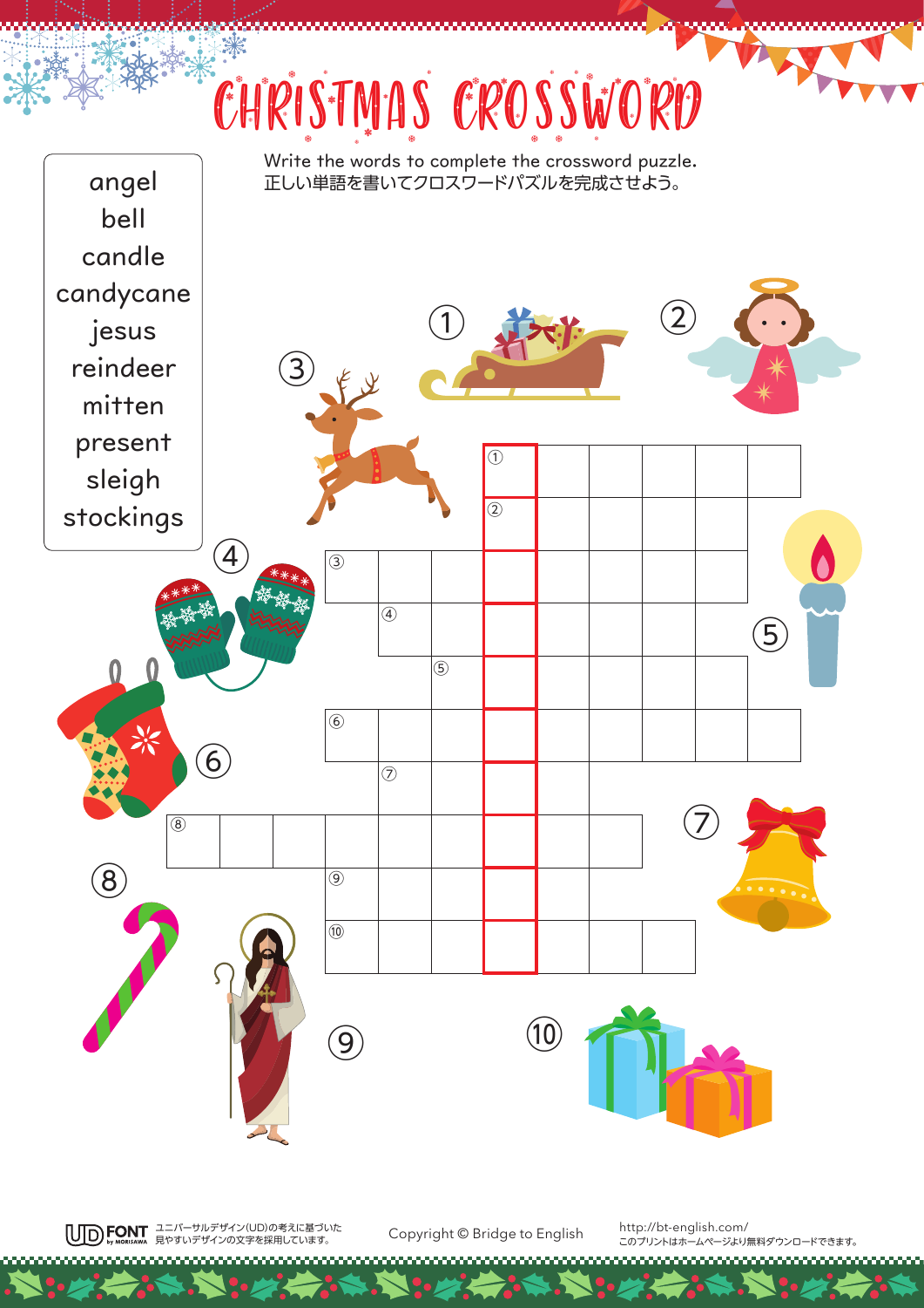# CHRISTMAS CROSSWORD

Write the words to complete the crossword puzzle.
正しい単語を書いてクロスワードパズルを完成させよう。

- angel
- bell
- candle
- candycane
- jesus
- reindeer
- mitten
- present
- sleigh
- stockings

① ② ③ ④ ⑤ ⑥ ⑦ ⑧ ⑨ ⑩

Copyright © Bridge to English

http://bt-english.com/
このプリントはホームページより無料ダウンロードできます。

UD FONT by MORISAWA ユニバーサルデザイン(UD)の考えに基づいた見やすいデザインの文字を採用しています。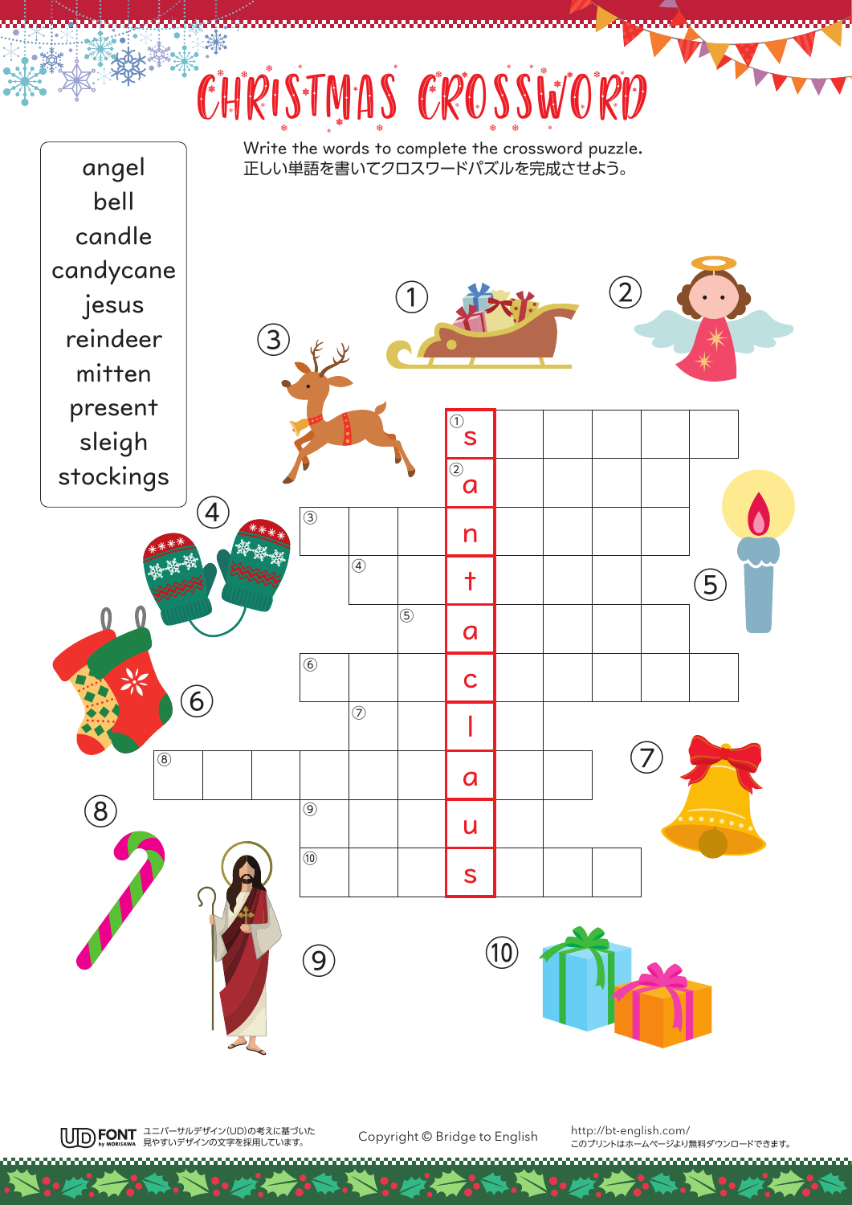# CHRISTMAS CROSSWORD

Write the words to complete the crossword puzzle.
正しい単語を書いてクロスワードパズルを完成させよう。

- angel
- bell
- candle
- candycane
- jesus
- reindeer
- mitten
- present
- sleigh
- stockings

① s
② a
③ n
④ t
⑤ a
⑥ c
⑦ l
⑧ a
⑨ u
⑩ s

Copyright © Bridge to English

http://bt-english.com/
このプリントはホームページより無料ダウンロードできます。

UD FONT by MORISAWA ユニバーサルデザイン(UD)の考えに基づいた見やすいデザインの文字を採用しています。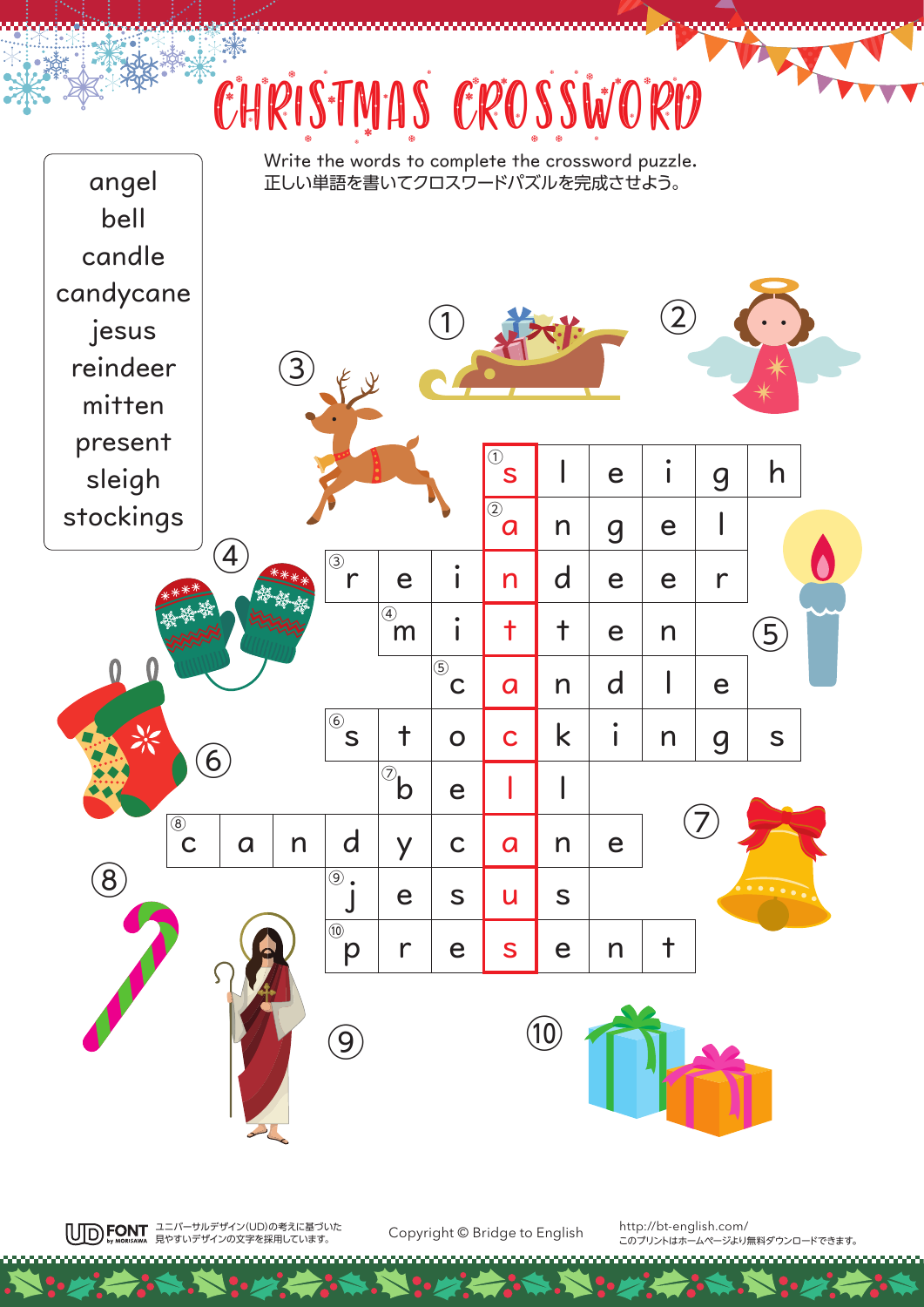# CHRISTMAS CROSSWORD

Write the words to complete the crossword puzzle.
正しい単語を書いてクロスワードパズルを完成させよう。

- angel
- bell
- candle
- candycane
- jesus
- reindeer
- mitten
- present
- sleigh
- stockings

①

②

③

④

⑤

⑥

⑦

⑧

⑨

⑩

| | | | | | | | | | | | |
|---|---|---|---|---|---|---|---|---|---|---|---|
| | | | | | | ①s | l | e | i | g | h |
| | | | | | | ②a | n | g | e | l | |
| | | | ③r | e | i | n | d | e | e | r | |
| | | | | ④m | i | t | t | e | n | | |
| | | | | | ⑤c | a | n | d | l | e | |
| | | | ⑥s | t | o | c | k | i | n | g | s |
| | | | | ⑦b | e | l | l | | | | |
| ⑧c | a | n | d | y | c | a | n | e | | | |
| | | | ⑨j | e | s | u | s | | | | |
| | | | ⑩p | r | e | s | e | n | t | | |

UD FONT by MORISAWA ユニバーサルデザイン(UD)の考えに基づいた見やすいデザインの文字を採用しています。

Copyright © Bridge to English

http://bt-english.com/
このプリントはホームページより無料ダウンロードできます。